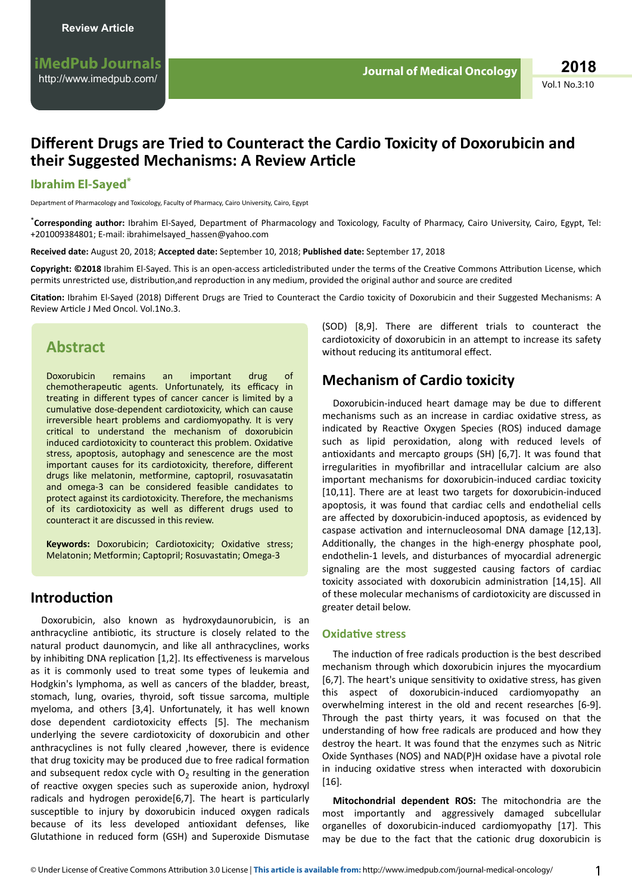Review Article

iMedPub Journals
http://www.imedpub.com/

# Different Drugs are Tried to Counteract the Cardio Toxicity of Doxorubicin and their Suggested Mechanisms: A Review Article

**Ibrahim El-Sayed***

Department of Pharmacology and Toxicology, Faculty of Pharmacy, Cairo University, Cairo, Egypt

***Corresponding author:** Ibrahim El-Sayed, Department of Pharmacology and Toxicology, Faculty of Pharmacy, Cairo University, Cairo, Egypt, Tel: +201009384801; E-mail: ibrahimelsayed_hassen@yahoo.com

**Received date:** August 20, 2018; **Accepted date:** September 10, 2018; **Published date:** September 17, 2018

**Copyright: ©2018** Ibrahim El-Sayed. This is an open-access articledistributed under the terms of the Creative Commons Attribution License, which permits unrestricted use, distribution,and reproduction in any medium, provided the original author and source are credited

**Citation:** Ibrahim El-Sayed (2018) Different Drugs are Tried to Counteract the Cardio toxicity of Doxorubicin and their Suggested Mechanisms: A Review Article J Med Oncol. Vol.1No.3.

## Abstract

Doxorubicin remains an important drug of chemotherapeutic agents. Unfortunately, its efficacy in treating in different types of cancer cancer is limited by a cumulative dose-dependent cardiotoxicity, which can cause irreversible heart problems and cardiomyopathy. It is very critical to understand the mechanism of doxorubicin induced cardiotoxicity to counteract this problem. Oxidative stress, apoptosis, autophagy and senescence are the most important causes for its cardiotoxicity, therefore, different drugs like melatonin, metformine, captopril, rosuvasatatin and omega-3 can be considered feasible candidates to protect against its cardiotoxicity. Therefore, the mechanisms of its cardiotoxicity as well as different drugs used to counteract it are discussed in this review.

**Keywords:** Doxorubicin; Cardiotoxicity; Oxidative stress; Melatonin; Metformin; Captopril; Rosuvastatin; Omega-3

## Introduction

Doxorubicin, also known as hydroxydaunorubicin, is an anthracycline antibiotic, its structure is closely related to the natural product daunomycin, and like all anthracyclines, works by inhibiting DNA replication [1,2]. Its effectiveness is marvelous as it is commonly used to treat some types of leukemia and Hodgkin's lymphoma, as well as cancers of the bladder, breast, stomach, lung, ovaries, thyroid, soft tissue sarcoma, multiple myeloma, and others [3,4]. Unfortunately, it has well known dose dependent cardiotoxicity effects [5]. The mechanism underlying the severe cardiotoxicity of doxorubicin and other anthracyclines is not fully cleared ,however, there is evidence that drug toxicity may be produced due to free radical formation and subsequent redox cycle with $O_2$ resulting in the generation of reactive oxygen species such as superoxide anion, hydroxyl radicals and hydrogen peroxide[6,7]. The heart is particularly susceptible to injury by doxorubicin induced oxygen radicals because of its less developed antioxidant defenses, like Glutathione in reduced form (GSH) and Superoxide Dismutase (SOD) [8,9]. There are different trials to counteract the cardiotoxicity of doxorubicin in an attempt to increase its safety without reducing its antitumoral effect.

## Mechanism of Cardio toxicity

Doxorubicin-induced heart damage may be due to different mechanisms such as an increase in cardiac oxidative stress, as indicated by Reactive Oxygen Species (ROS) induced damage such as lipid peroxidation, along with reduced levels of antioxidants and mercapto groups (SH) [6,7]. It was found that irregularities in myofibrillar and intracellular calcium are also important mechanisms for doxorubicin-induced cardiac toxicity [10,11]. There are at least two targets for doxorubicin-induced apoptosis, it was found that cardiac cells and endothelial cells are affected by doxorubicin-induced apoptosis, as evidenced by caspase activation and internucleosomal DNA damage [12,13]. Additionally, the changes in the high-energy phosphate pool, endothelin-1 levels, and disturbances of myocardial adrenergic signaling are the most suggested causing factors of cardiac toxicity associated with doxorubicin administration [14,15]. All of these molecular mechanisms of cardiotoxicity are discussed in greater detail below.

### Oxidative stress

The induction of free radicals production is the best described mechanism through which doxorubicin injures the myocardium [6,7]. The heart's unique sensitivity to oxidative stress, has given this aspect of doxorubicin-induced cardiomyopathy an overwhelming interest in the old and recent researches [6-9]. Through the past thirty years, it was focused on that the understanding of how free radicals are produced and how they destroy the heart. It was found that the enzymes such as Nitric Oxide Synthases (NOS) and NAD(P)H oxidase have a pivotal role in inducing oxidative stress when interacted with doxorubicin [16].

**Mitochondrial dependent ROS:** The mitochondria are the most importantly and aggressively damaged subcellular organelles of doxorubicin-induced cardiomyopathy [17]. This may be due to the fact that the cationic drug doxorubicin is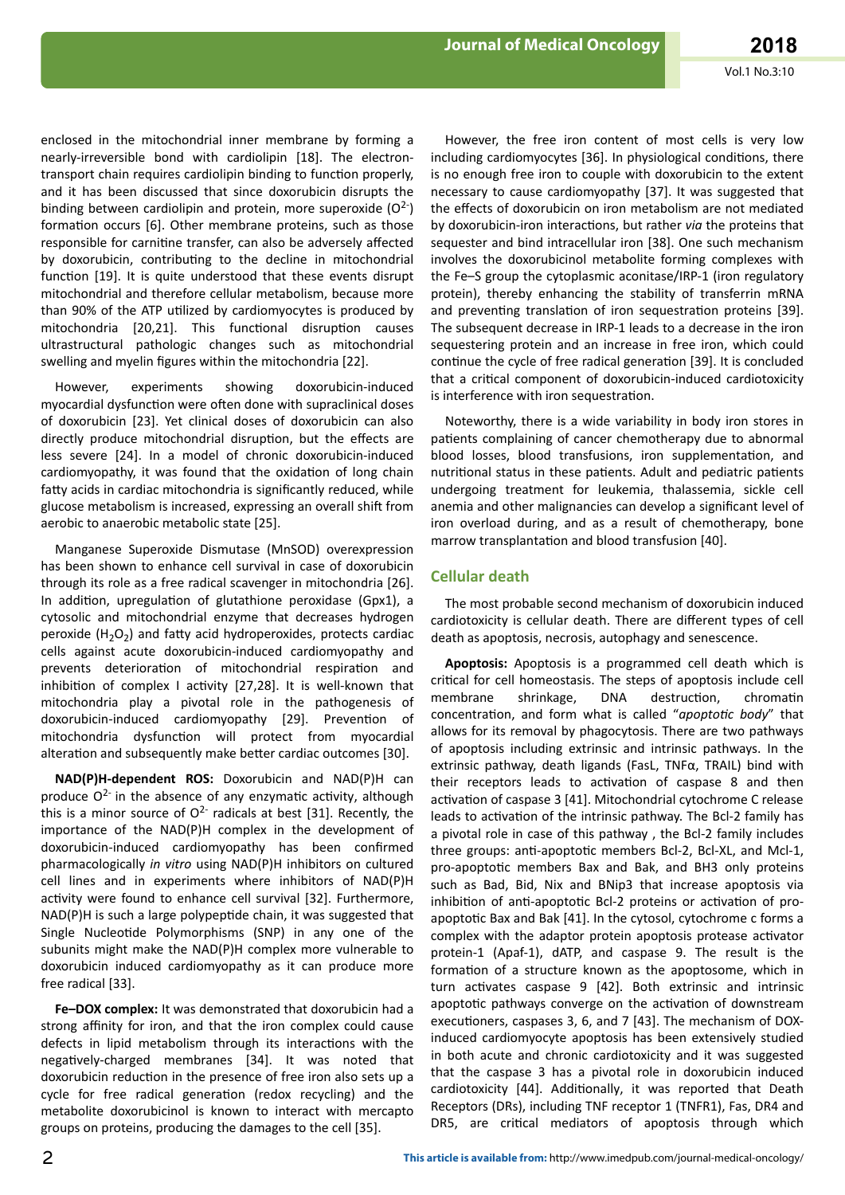enclosed in the mitochondrial inner membrane by forming a nearly-irreversible bond with cardiolipin [18]. The electron-transport chain requires cardiolipin binding to function properly, and it has been discussed that since doxorubicin disrupts the binding between cardiolipin and protein, more superoxide ($O^{2-}$) formation occurs [6]. Other membrane proteins, such as those responsible for carnitine transfer, can also be adversely affected by doxorubicin, contributing to the decline in mitochondrial function [19]. It is quite understood that these events disrupt mitochondrial and therefore cellular metabolism, because more than 90% of the ATP utilized by cardiomyocytes is produced by mitochondria [20,21]. This functional disruption causes ultrastructural pathologic changes such as mitochondrial swelling and myelin figures within the mitochondria [22].

However, experiments showing doxorubicin-induced myocardial dysfunction were often done with supraclinical doses of doxorubicin [23]. Yet clinical doses of doxorubicin can also directly produce mitochondrial disruption, but the effects are less severe [24]. In a model of chronic doxorubicin-induced cardiomyopathy, it was found that the oxidation of long chain fatty acids in cardiac mitochondria is significantly reduced, while glucose metabolism is increased, expressing an overall shift from aerobic to anaerobic metabolic state [25].

Manganese Superoxide Dismutase (MnSOD) overexpression has been shown to enhance cell survival in case of doxorubicin through its role as a free radical scavenger in mitochondria [26]. In addition, upregulation of glutathione peroxidase (Gpx1), a cytosolic and mitochondrial enzyme that decreases hydrogen peroxide ($H_2O_2$) and fatty acid hydroperoxides, protects cardiac cells against acute doxorubicin-induced cardiomyopathy and prevents deterioration of mitochondrial respiration and inhibition of complex I activity [27,28]. It is well-known that mitochondria play a pivotal role in the pathogenesis of doxorubicin-induced cardiomyopathy [29]. Prevention of mitochondria dysfunction will protect from myocardial alteration and subsequently make better cardiac outcomes [30].

**NAD(P)H-dependent ROS:** Doxorubicin and NAD(P)H can produce $O^{2-}$ in the absence of any enzymatic activity, although this is a minor source of $O^{2-}$ radicals at best [31]. Recently, the importance of the NAD(P)H complex in the development of doxorubicin-induced cardiomyopathy has been confirmed pharmacologically *in vitro* using NAD(P)H inhibitors on cultured cell lines and in experiments where inhibitors of NAD(P)H activity were found to enhance cell survival [32]. Furthermore, NAD(P)H is such a large polypeptide chain, it was suggested that Single Nucleotide Polymorphisms (SNP) in any one of the subunits might make the NAD(P)H complex more vulnerable to doxorubicin induced cardiomyopathy as it can produce more free radical [33].

**Fe–DOX complex:** It was demonstrated that doxorubicin had a strong affinity for iron, and that the iron complex could cause defects in lipid metabolism through its interactions with the negatively-charged membranes [34]. It was noted that doxorubicin reduction in the presence of free iron also sets up a cycle for free radical generation (redox recycling) and the metabolite doxorubicinol is known to interact with mercapto groups on proteins, producing the damages to the cell [35].

However, the free iron content of most cells is very low including cardiomyocytes [36]. In physiological conditions, there is no enough free iron to couple with doxorubicin to the extent necessary to cause cardiomyopathy [37]. It was suggested that the effects of doxorubicin on iron metabolism are not mediated by doxorubicin-iron interactions, but rather *via* the proteins that sequester and bind intracellular iron [38]. One such mechanism involves the doxorubicinol metabolite forming complexes with the Fe–S group the cytoplasmic aconitase/IRP-1 (iron regulatory protein), thereby enhancing the stability of transferrin mRNA and preventing translation of iron sequestration proteins [39]. The subsequent decrease in IRP-1 leads to a decrease in the iron sequestering protein and an increase in free iron, which could continue the cycle of free radical generation [39]. It is concluded that a critical component of doxorubicin-induced cardiotoxicity is interference with iron sequestration.

Noteworthy, there is a wide variability in body iron stores in patients complaining of cancer chemotherapy due to abnormal blood losses, blood transfusions, iron supplementation, and nutritional status in these patients. Adult and pediatric patients undergoing treatment for leukemia, thalassemia, sickle cell anemia and other malignancies can develop a significant level of iron overload during, and as a result of chemotherapy, bone marrow transplantation and blood transfusion [40].

## Cellular death

The most probable second mechanism of doxorubicin induced cardiotoxicity is cellular death. There are different types of cell death as apoptosis, necrosis, autophagy and senescence.

**Apoptosis:** Apoptosis is a programmed cell death which is critical for cell homeostasis. The steps of apoptosis include cell membrane shrinkage, DNA destruction, chromatin concentration, and form what is called "*apoptotic body*" that allows for its removal by phagocytosis. There are two pathways of apoptosis including extrinsic and intrinsic pathways. In the extrinsic pathway, death ligands (FasL, TNFα, TRAIL) bind with their receptors leads to activation of caspase 8 and then activation of caspase 3 [41]. Mitochondrial cytochrome C release leads to activation of the intrinsic pathway. The Bcl-2 family has a pivotal role in case of this pathway , the Bcl-2 family includes three groups: anti-apoptotic members Bcl-2, Bcl-XL, and Mcl-1, pro-apoptotic members Bax and Bak, and BH3 only proteins such as Bad, Bid, Nix and BNip3 that increase apoptosis via inhibition of anti-apoptotic Bcl-2 proteins or activation of pro-apoptotic Bax and Bak [41]. In the cytosol, cytochrome c forms a complex with the adaptor protein apoptosis protease activator protein-1 (Apaf-1), dATP, and caspase 9. The result is the formation of a structure known as the apoptosome, which in turn activates caspase 9 [42]. Both extrinsic and intrinsic apoptotic pathways converge on the activation of downstream executioners, caspases 3, 6, and 7 [43]. The mechanism of DOX-induced cardiomyocyte apoptosis has been extensively studied in both acute and chronic cardiotoxicity and it was suggested that the caspase 3 has a pivotal role in doxorubicin induced cardiotoxicity [44]. Additionally, it was reported that Death Receptors (DRs), including TNF receptor 1 (TNFR1), Fas, DR4 and DR5, are critical mediators of apoptosis through which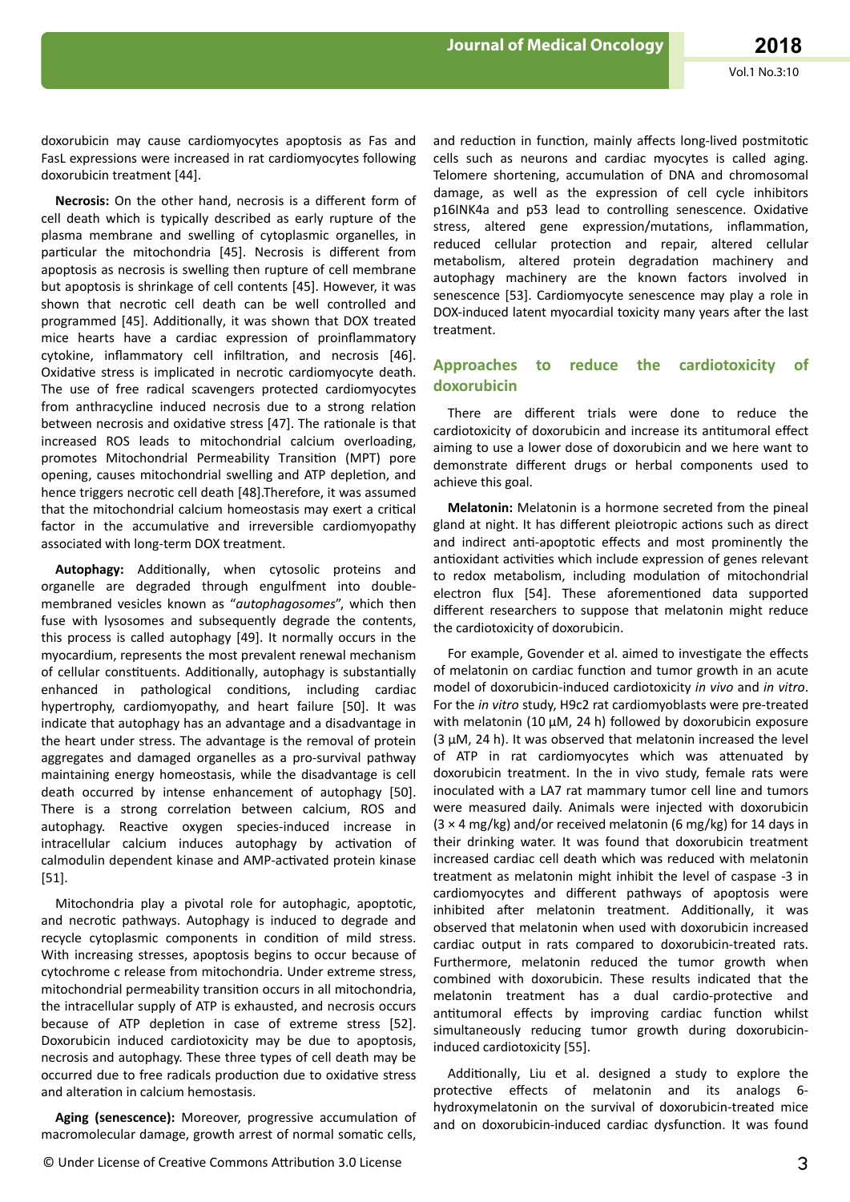doxorubicin may cause cardiomyocytes apoptosis as Fas and FasL expressions were increased in rat cardiomyocytes following doxorubicin treatment [44].

**Necrosis:** On the other hand, necrosis is a different form of cell death which is typically described as early rupture of the plasma membrane and swelling of cytoplasmic organelles, in particular the mitochondria [45]. Necrosis is different from apoptosis as necrosis is swelling then rupture of cell membrane but apoptosis is shrinkage of cell contents [45]. However, it was shown that necrotic cell death can be well controlled and programmed [45]. Additionally, it was shown that DOX treated mice hearts have a cardiac expression of proinflammatory cytokine, inflammatory cell infiltration, and necrosis [46]. Oxidative stress is implicated in necrotic cardiomyocyte death. The use of free radical scavengers protected cardiomyocytes from anthracycline induced necrosis due to a strong relation between necrosis and oxidative stress [47]. The rationale is that increased ROS leads to mitochondrial calcium overloading, promotes Mitochondrial Permeability Transition (MPT) pore opening, causes mitochondrial swelling and ATP depletion, and hence triggers necrotic cell death [48].Therefore, it was assumed that the mitochondrial calcium homeostasis may exert a critical factor in the accumulative and irreversible cardiomyopathy associated with long-term DOX treatment.

**Autophagy:** Additionally, when cytosolic proteins and organelle are degraded through engulfment into double-membraned vesicles known as "*autophagosomes*", which then fuse with lysosomes and subsequently degrade the contents, this process is called autophagy [49]. It normally occurs in the myocardium, represents the most prevalent renewal mechanism of cellular constituents. Additionally, autophagy is substantially enhanced in pathological conditions, including cardiac hypertrophy, cardiomyopathy, and heart failure [50]. It was indicate that autophagy has an advantage and a disadvantage in the heart under stress. The advantage is the removal of protein aggregates and damaged organelles as a pro-survival pathway maintaining energy homeostasis, while the disadvantage is cell death occurred by intense enhancement of autophagy [50]. There is a strong correlation between calcium, ROS and autophagy. Reactive oxygen species-induced increase in intracellular calcium induces autophagy by activation of calmodulin dependent kinase and AMP-activated protein kinase [51].

Mitochondria play a pivotal role for autophagic, apoptotic, and necrotic pathways. Autophagy is induced to degrade and recycle cytoplasmic components in condition of mild stress. With increasing stresses, apoptosis begins to occur because of cytochrome c release from mitochondria. Under extreme stress, mitochondrial permeability transition occurs in all mitochondria, the intracellular supply of ATP is exhausted, and necrosis occurs because of ATP depletion in case of extreme stress [52]. Doxorubicin induced cardiotoxicity may be due to apoptosis, necrosis and autophagy. These three types of cell death may be occurred due to free radicals production due to oxidative stress and alteration in calcium hemostasis.

**Aging (senescence):** Moreover, progressive accumulation of macromolecular damage, growth arrest of normal somatic cells, and reduction in function, mainly affects long-lived postmitotic cells such as neurons and cardiac myocytes is called aging. Telomere shortening, accumulation of DNA and chromosomal damage, as well as the expression of cell cycle inhibitors p16INK4a and p53 lead to controlling senescence. Oxidative stress, altered gene expression/mutations, inflammation, reduced cellular protection and repair, altered cellular metabolism, altered protein degradation machinery and autophagy machinery are the known factors involved in senescence [53]. Cardiomyocyte senescence may play a role in DOX-induced latent myocardial toxicity many years after the last treatment.

## Approaches to reduce the cardiotoxicity of doxorubicin

There are different trials were done to reduce the cardiotoxicity of doxorubicin and increase its antitumoral effect aiming to use a lower dose of doxorubicin and we here want to demonstrate different drugs or herbal components used to achieve this goal.

**Melatonin:** Melatonin is a hormone secreted from the pineal gland at night. It has different pleiotropic actions such as direct and indirect anti-apoptotic effects and most prominently the antioxidant activities which include expression of genes relevant to redox metabolism, including modulation of mitochondrial electron flux [54]. These aforementioned data supported different researchers to suppose that melatonin might reduce the cardiotoxicity of doxorubicin.

For example, Govender et al. aimed to investigate the effects of melatonin on cardiac function and tumor growth in an acute model of doxorubicin-induced cardiotoxicity *in vivo* and *in vitro*. For the *in vitro* study, H9c2 rat cardiomyoblasts were pre-treated with melatonin (10 μM, 24 h) followed by doxorubicin exposure (3 μM, 24 h). It was observed that melatonin increased the level of ATP in rat cardiomyocytes which was attenuated by doxorubicin treatment. In the in vivo study, female rats were inoculated with a LA7 rat mammary tumor cell line and tumors were measured daily. Animals were injected with doxorubicin (3 × 4 mg/kg) and/or received melatonin (6 mg/kg) for 14 days in their drinking water. It was found that doxorubicin treatment increased cardiac cell death which was reduced with melatonin treatment as melatonin might inhibit the level of caspase -3 in cardiomyocytes and different pathways of apoptosis were inhibited after melatonin treatment. Additionally, it was observed that melatonin when used with doxorubicin increased cardiac output in rats compared to doxorubicin-treated rats. Furthermore, melatonin reduced the tumor growth when combined with doxorubicin. These results indicated that the melatonin treatment has a dual cardio-protective and antitumoral effects by improving cardiac function whilst simultaneously reducing tumor growth during doxorubicin-induced cardiotoxicity [55].

Additionally, Liu et al. designed a study to explore the protective effects of melatonin and its analogs 6-hydroxymelatonin on the survival of doxorubicin-treated mice and on doxorubicin-induced cardiac dysfunction. It was found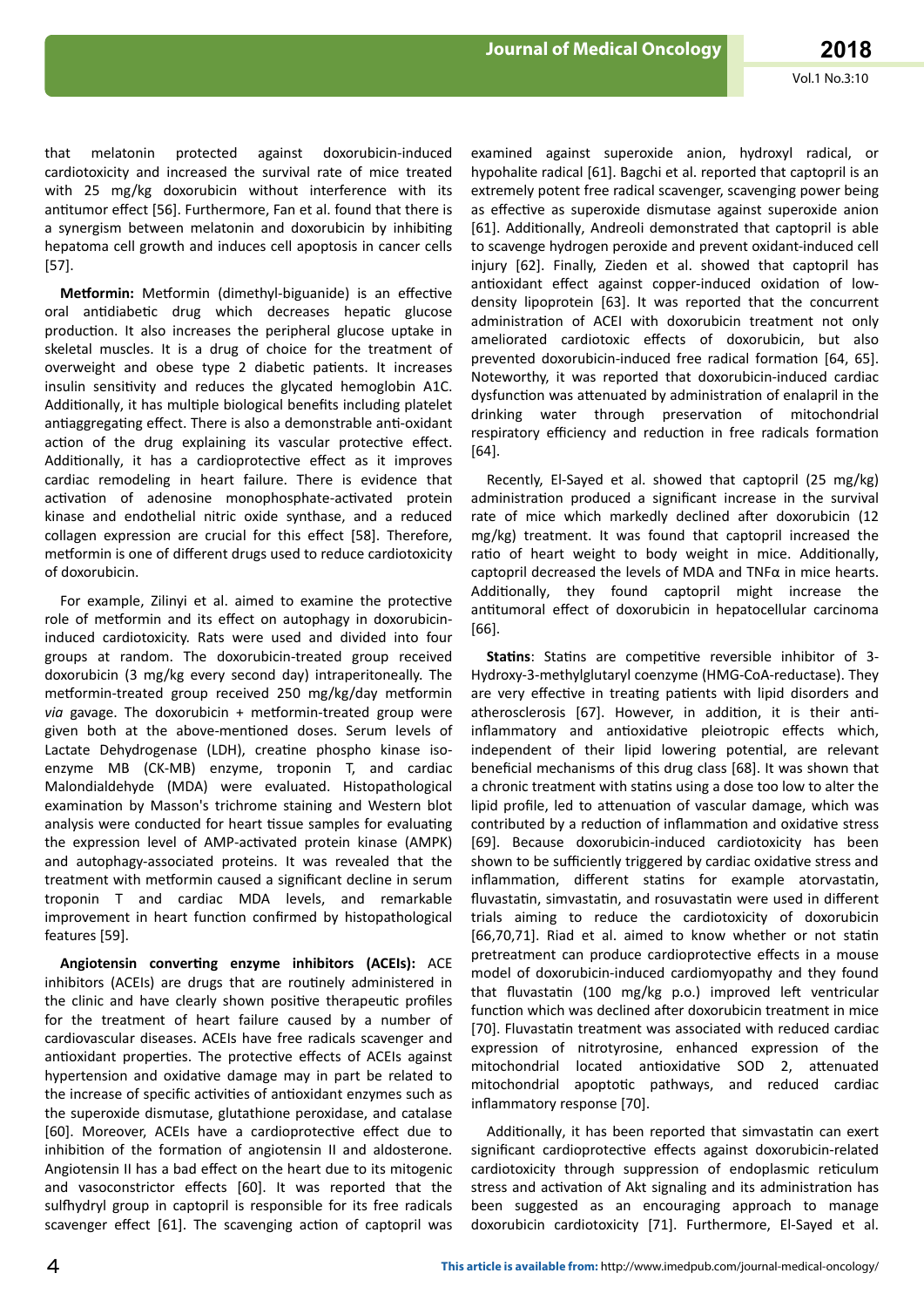that melatonin protected against doxorubicin-induced cardiotoxicity and increased the survival rate of mice treated with 25 mg/kg doxorubicin without interference with its antitumor effect [56]. Furthermore, Fan et al. found that there is a synergism between melatonin and doxorubicin by inhibiting hepatoma cell growth and induces cell apoptosis in cancer cells [57].

**Metformin:** Metformin (dimethyl-biguanide) is an effective oral antidiabetic drug which decreases hepatic glucose production. It also increases the peripheral glucose uptake in skeletal muscles. It is a drug of choice for the treatment of overweight and obese type 2 diabetic patients. It increases insulin sensitivity and reduces the glycated hemoglobin A1C. Additionally, it has multiple biological benefits including platelet antiaggregating effect. There is also a demonstrable anti-oxidant action of the drug explaining its vascular protective effect. Additionally, it has a cardioprotective effect as it improves cardiac remodeling in heart failure. There is evidence that activation of adenosine monophosphate-activated protein kinase and endothelial nitric oxide synthase, and a reduced collagen expression are crucial for this effect [58]. Therefore, metformin is one of different drugs used to reduce cardiotoxicity of doxorubicin.

For example, Zilinyi et al. aimed to examine the protective role of metformin and its effect on autophagy in doxorubicin-induced cardiotoxicity. Rats were used and divided into four groups at random. The doxorubicin-treated group received doxorubicin (3 mg/kg every second day) intraperitoneally. The metformin-treated group received 250 mg/kg/day metformin *via* gavage. The doxorubicin + metformin-treated group were given both at the above-mentioned doses. Serum levels of Lactate Dehydrogenase (LDH), creatine phospho kinase iso-enzyme MB (CK-MB) enzyme, troponin T, and cardiac Malondialdehyde (MDA) were evaluated. Histopathological examination by Masson's trichrome staining and Western blot analysis were conducted for heart tissue samples for evaluating the expression level of AMP-activated protein kinase (AMPK) and autophagy-associated proteins. It was revealed that the treatment with metformin caused a significant decline in serum troponin T and cardiac MDA levels, and remarkable improvement in heart function confirmed by histopathological features [59].

**Angiotensin converting enzyme inhibitors (ACEIs):** ACE inhibitors (ACEIs) are drugs that are routinely administered in the clinic and have clearly shown positive therapeutic profiles for the treatment of heart failure caused by a number of cardiovascular diseases. ACEIs have free radicals scavenger and antioxidant properties. The protective effects of ACEIs against hypertension and oxidative damage may in part be related to the increase of specific activities of antioxidant enzymes such as the superoxide dismutase, glutathione peroxidase, and catalase [60]. Moreover, ACEIs have a cardioprotective effect due to inhibition of the formation of angiotensin II and aldosterone. Angiotensin II has a bad effect on the heart due to its mitogenic and vasoconstrictor effects [60]. It was reported that the sulfhydryl group in captopril is responsible for its free radicals scavenger effect [61]. The scavenging action of captopril was examined against superoxide anion, hydroxyl radical, or hypohalite radical [61]. Bagchi et al. reported that captopril is an extremely potent free radical scavenger, scavenging power being as effective as superoxide dismutase against superoxide anion [61]. Additionally, Andreoli demonstrated that captopril is able to scavenge hydrogen peroxide and prevent oxidant-induced cell injury [62]. Finally, Zieden et al. showed that captopril has antioxidant effect against copper-induced oxidation of low-density lipoprotein [63]. It was reported that the concurrent administration of ACEI with doxorubicin treatment not only ameliorated cardiotoxic effects of doxorubicin, but also prevented doxorubicin-induced free radical formation [64, 65]. Noteworthy, it was reported that doxorubicin-induced cardiac dysfunction was attenuated by administration of enalapril in the drinking water through preservation of mitochondrial respiratory efficiency and reduction in free radicals formation [64].

Recently, El-Sayed et al. showed that captopril (25 mg/kg) administration produced a significant increase in the survival rate of mice which markedly declined after doxorubicin (12 mg/kg) treatment. It was found that captopril increased the ratio of heart weight to body weight in mice. Additionally, captopril decreased the levels of MDA and TNFα in mice hearts. Additionally, they found captopril might increase the antitumoral effect of doxorubicin in hepatocellular carcinoma [66].

**Statins**: Statins are competitive reversible inhibitor of 3-Hydroxy-3-methylglutaryl coenzyme (HMG-CoA-reductase). They are very effective in treating patients with lipid disorders and atherosclerosis [67]. However, in addition, it is their anti-inflammatory and antioxidative pleiotropic effects which, independent of their lipid lowering potential, are relevant beneficial mechanisms of this drug class [68]. It was shown that a chronic treatment with statins using a dose too low to alter the lipid profile, led to attenuation of vascular damage, which was contributed by a reduction of inflammation and oxidative stress [69]. Because doxorubicin-induced cardiotoxicity has been shown to be sufficiently triggered by cardiac oxidative stress and inflammation, different statins for example atorvastatin, fluvastatin, simvastatin, and rosuvastatin were used in different trials aiming to reduce the cardiotoxicity of doxorubicin [66,70,71]. Riad et al. aimed to know whether or not statin pretreatment can produce cardioprotective effects in a mouse model of doxorubicin-induced cardiomyopathy and they found that fluvastatin (100 mg/kg p.o.) improved left ventricular function which was declined after doxorubicin treatment in mice [70]. Fluvastatin treatment was associated with reduced cardiac expression of nitrotyrosine, enhanced expression of the mitochondrial located antioxidative SOD 2, attenuated mitochondrial apoptotic pathways, and reduced cardiac inflammatory response [70].

Additionally, it has been reported that simvastatin can exert significant cardioprotective effects against doxorubicin-related cardiotoxicity through suppression of endoplasmic reticulum stress and activation of Akt signaling and its administration has been suggested as an encouraging approach to manage doxorubicin cardiotoxicity [71]. Furthermore, El-Sayed et al.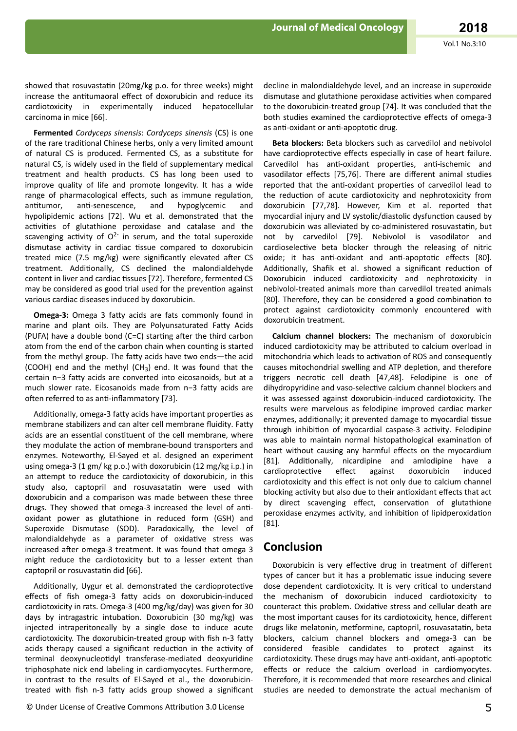showed that rosuvastatin (20mg/kg p.o. for three weeks) might increase the antitumaoral effect of doxorubicin and reduce its cardiotoxicity in experimentally induced hepatocellular carcinoma in mice [66].

**Fermented** *Cordyceps sinensis*: *Cordyceps sinensis* (CS) is one of the rare traditional Chinese herbs, only a very limited amount of natural CS is produced. Fermented CS, as a substitute for natural CS, is widely used in the field of supplementary medical treatment and health products. CS has long been used to improve quality of life and promote longevity. It has a wide range of pharmacological effects, such as immune regulation, antitumor, anti-senescence, and hypoglycemic and hypolipidemic actions [72]. Wu et al. demonstrated that the activities of glutathione peroxidase and catalase and the scavenging activity of $O^{2-}$ in serum, and the total superoxide dismutase activity in cardiac tissue compared to doxorubicin treated mice (7.5 mg/kg) were significantly elevated after CS treatment. Additionally, CS declined the malondialdehyde content in liver and cardiac tissues [72]. Therefore, fermented CS may be considered as good trial used for the prevention against various cardiac diseases induced by doxorubicin.

**Omega-3:** Omega 3 fatty acids are fats commonly found in marine and plant oils. They are Polyunsaturated Fatty Acids (PUFA) have a double bond (C=C) starting after the third carbon atom from the end of the carbon chain when counting is started from the methyl group. The fatty acids have two ends—the acid (COOH) end and the methyl ($CH_3$) end. It was found that the certain n−3 fatty acids are converted into eicosanoids, but at a much slower rate. Eicosanoids made from n−3 fatty acids are often referred to as anti-inflammatory [73].

Additionally, omega-3 fatty acids have important properties as membrane stabilizers and can alter cell membrane fluidity. Fatty acids are an essential constituent of the cell membrane, where they modulate the action of membrane-bound transporters and enzymes. Noteworthy, El-Sayed et al. designed an experiment using omega-3 (1 gm/ kg p.o.) with doxorubicin (12 mg/kg i.p.) in an attempt to reduce the cardiotoxicity of doxorubicin, in this study also, captopril and rosuvasatatin were used with doxorubicin and a comparison was made between these three drugs. They showed that omega-3 increased the level of anti-oxidant power as glutathione in reduced form (GSH) and Superoxide Dismutase (SOD). Paradoxically, the level of malondialdehyde as a parameter of oxidative stress was increased after omega-3 treatment. It was found that omega 3 might reduce the cardiotoxicity but to a lesser extent than captopril or rosuvastatin did [66].

Additionally, Uygur et al. demonstrated the cardioprotective effects of fish omega-3 fatty acids on doxorubicin-induced cardiotoxicity in rats. Omega-3 (400 mg/kg/day) was given for 30 days by intragastric intubation. Doxorubicin (30 mg/kg) was injected intraperitoneally by a single dose to induce acute cardiotoxicity. The doxorubicin-treated group with fish n-3 fatty acids therapy caused a significant reduction in the activity of terminal deoxynucleotidyl transferase-mediated deoxyuridine triphosphate nick end labeling in cardiomyocytes. Furthermore, in contrast to the results of El-Sayed et al., the doxorubicin-treated with fish n-3 fatty acids group showed a significant decline in malondialdehyde level, and an increase in superoxide dismutase and glutathione peroxidase activities when compared to the doxorubicin-treated group [74]. It was concluded that the both studies examined the cardioprotective effects of omega-3 as anti-oxidant or anti-apoptotic drug.

**Beta blockers:** Beta blockers such as carvedilol and nebivolol have cardioprotective effects especially in case of heart failure. Carvedilol has anti-oxidant properties, anti-ischemic and vasodilator effects [75,76]. There are different animal studies reported that the anti-oxidant properties of carvedilol lead to the reduction of acute cardiotoxicity and nephrotoxicity from doxorubicin [77,78]. However, Kim et al. reported that myocardial injury and LV systolic/diastolic dysfunction caused by doxorubicin was alleviated by co-administered rosuvastatin, but not by carvedilol [79]. Nebivolol is vasodilator and cardioselective beta blocker through the releasing of nitric oxide; it has anti-oxidant and anti-apoptotic effects [80]. Additionally, Shafik et al. showed a significant reduction of Doxorubicin induced cardiotoxicity and nephrotoxicity in nebivolol-treated animals more than carvedilol treated animals [80]. Therefore, they can be considered a good combination to protect against cardiotoxicity commonly encountered with doxorubicin treatment.

**Calcium channel blockers:** The mechanism of doxorubicin induced cardiotoxicity may be attributed to calcium overload in mitochondria which leads to activation of ROS and consequently causes mitochondrial swelling and ATP depletion, and therefore triggers necrotic cell death [47,48]. Felodipine is one of dihydropyridine and vaso-selective calcium channel blockers and it was assessed against doxorubicin-induced cardiotoxicity. The results were marvelous as felodipine improved cardiac marker enzymes, additionally; it prevented damage to myocardial tissue through inhibition of myocardial caspase-3 activity. Felodipine was able to maintain normal histopathological examination of heart without causing any harmful effects on the myocardium [81]. Additionally, nicardipine and amlodipine have a cardioprotective effect against doxorubicin induced cardiotoxicity and this effect is not only due to calcium channel blocking activity but also due to their antioxidant effects that act by direct scavenging effect, conservation of glutathione peroxidase enzymes activity, and inhibition of lipidperoxidation [81].

## Conclusion

Doxorubicin is very effective drug in treatment of different types of cancer but it has a problematic issue inducing severe dose dependent cardiotoxicity. It is very critical to understand the mechanism of doxorubicin induced cardiotoxicity to counteract this problem. Oxidative stress and cellular death are the most important causes for its cardiotoxicity, hence, different drugs like melatonin, metformine, captopril, rosuvasatatin, beta blockers, calcium channel blockers and omega-3 can be considered feasible candidates to protect against its cardiotoxicity. These drugs may have anti-oxidant, anti-apoptotic effects or reduce the calcium overload in cardiomyocytes. Therefore, it is recommended that more researches and clinical studies are needed to demonstrate the actual mechanism of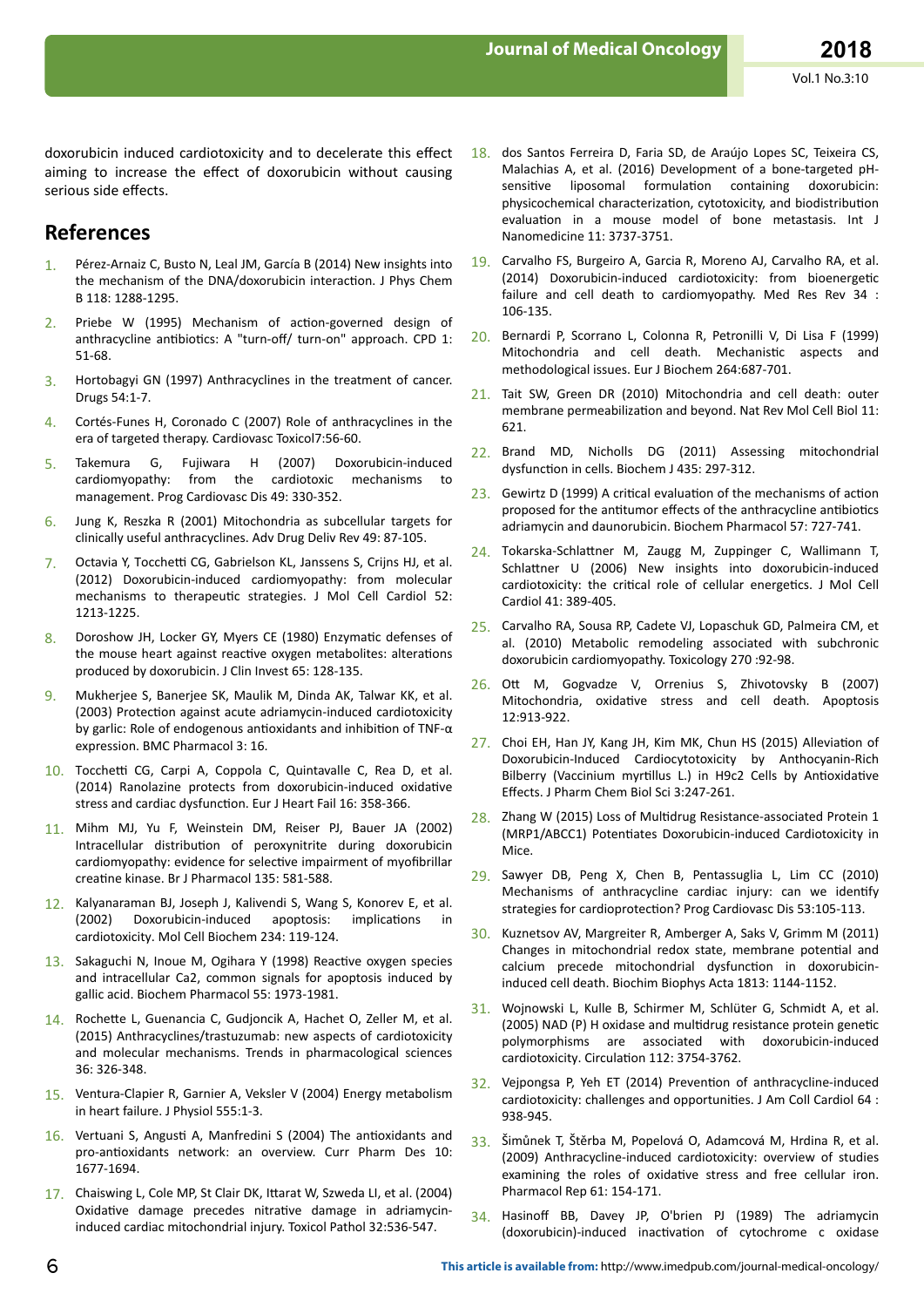doxorubicin induced cardiotoxicity and to decelerate this effect aiming to increase the effect of doxorubicin without causing serious side effects.

## References

1. Pérez-Arnaiz C, Busto N, Leal JM, García B (2014) New insights into the mechanism of the DNA/doxorubicin interaction. J Phys Chem B 118: 1288-1295.
2. Priebe W (1995) Mechanism of action-governed design of anthracycline antibiotics: A "turn-off/ turn-on" approach. CPD 1: 51-68.
3. Hortobagyi GN (1997) Anthracyclines in the treatment of cancer. Drugs 54:1-7.
4. Cortés-Funes H, Coronado C (2007) Role of anthracyclines in the era of targeted therapy. Cardiovasc Toxicol7:56-60.
5. Takemura G, Fujiwara H (2007) Doxorubicin-induced cardiomyopathy: from the cardiotoxic mechanisms to management. Prog Cardiovasc Dis 49: 330-352.
6. Jung K, Reszka R (2001) Mitochondria as subcellular targets for clinically useful anthracyclines. Adv Drug Deliv Rev 49: 87-105.
7. Octavia Y, Tocchetti CG, Gabrielson KL, Janssens S, Crijns HJ, et al. (2012) Doxorubicin-induced cardiomyopathy: from molecular mechanisms to therapeutic strategies. J Mol Cell Cardiol 52: 1213-1225.
8. Doroshow JH, Locker GY, Myers CE (1980) Enzymatic defenses of the mouse heart against reactive oxygen metabolites: alterations produced by doxorubicin. J Clin Invest 65: 128-135.
9. Mukherjee S, Banerjee SK, Maulik M, Dinda AK, Talwar KK, et al. (2003) Protection against acute adriamycin-induced cardiotoxicity by garlic: Role of endogenous antioxidants and inhibition of TNF-α expression. BMC Pharmacol 3: 16.
10. Tocchetti CG, Carpi A, Coppola C, Quintavalle C, Rea D, et al. (2014) Ranolazine protects from doxorubicin-induced oxidative stress and cardiac dysfunction. Eur J Heart Fail 16: 358-366.
11. Mihm MJ, Yu F, Weinstein DM, Reiser PJ, Bauer JA (2002) Intracellular distribution of peroxynitrite during doxorubicin cardiomyopathy: evidence for selective impairment of myofibrillar creatine kinase. Br J Pharmacol 135: 581-588.
12. Kalyanaraman BJ, Joseph J, Kalivendi S, Wang S, Konorev E, et al. (2002) Doxorubicin-induced apoptosis: implications in cardiotoxicity. Mol Cell Biochem 234: 119-124.
13. Sakaguchi N, Inoue M, Ogihara Y (1998) Reactive oxygen species and intracellular Ca2, common signals for apoptosis induced by gallic acid. Biochem Pharmacol 55: 1973-1981.
14. Rochette L, Guenancia C, Gudjoncik A, Hachet O, Zeller M, et al. (2015) Anthracyclines/trastuzumab: new aspects of cardiotoxicity and molecular mechanisms. Trends in pharmacological sciences 36: 326-348.
15. Ventura-Clapier R, Garnier A, Veksler V (2004) Energy metabolism in heart failure. J Physiol 555:1-3.
16. Vertuani S, Angusti A, Manfredini S (2004) The antioxidants and pro-antioxidants network: an overview. Curr Pharm Des 10: 1677-1694.
17. Chaiswing L, Cole MP, St Clair DK, Ittarat W, Szweda LI, et al. (2004) Oxidative damage precedes nitrative damage in adriamycin-induced cardiac mitochondrial injury. Toxicol Pathol 32:536-547.
18. dos Santos Ferreira D, Faria SD, de Araújo Lopes SC, Teixeira CS, Malachias A, et al. (2016) Development of a bone-targeted pH-sensitive liposomal formulation containing doxorubicin: physicochemical characterization, cytotoxicity, and biodistribution evaluation in a mouse model of bone metastasis. Int J Nanomedicine 11: 3737-3751.
19. Carvalho FS, Burgeiro A, Garcia R, Moreno AJ, Carvalho RA, et al. (2014) Doxorubicin-induced cardiotoxicity: from bioenergetic failure and cell death to cardiomyopathy. Med Res Rev 34 : 106-135.
20. Bernardi P, Scorrano L, Colonna R, Petronilli V, Di Lisa F (1999) Mitochondria and cell death. Mechanistic aspects and methodological issues. Eur J Biochem 264:687-701.
21. Tait SW, Green DR (2010) Mitochondria and cell death: outer membrane permeabilization and beyond. Nat Rev Mol Cell Biol 11: 621.
22. Brand MD, Nicholls DG (2011) Assessing mitochondrial dysfunction in cells. Biochem J 435: 297-312.
23. Gewirtz D (1999) A critical evaluation of the mechanisms of action proposed for the antitumor effects of the anthracycline antibiotics adriamycin and daunorubicin. Biochem Pharmacol 57: 727-741.
24. Tokarska-Schlattner M, Zaugg M, Zuppinger C, Wallimann T, Schlattner U (2006) New insights into doxorubicin-induced cardiotoxicity: the critical role of cellular energetics. J Mol Cell Cardiol 41: 389-405.
25. Carvalho RA, Sousa RP, Cadete VJ, Lopaschuk GD, Palmeira CM, et al. (2010) Metabolic remodeling associated with subchronic doxorubicin cardiomyopathy. Toxicology 270 :92-98.
26. Ott M, Gogvadze V, Orrenius S, Zhivotovsky B (2007) Mitochondria, oxidative stress and cell death. Apoptosis 12:913-922.
27. Choi EH, Han JY, Kang JH, Kim MK, Chun HS (2015) Alleviation of Doxorubicin-Induced Cardiocytotoxicity by Anthocyanin-Rich Bilberry (Vaccinium myrtillus L.) in H9c2 Cells by Antioxidative Effects. J Pharm Chem Biol Sci 3:247-261.
28. Zhang W (2015) Loss of Multidrug Resistance-associated Protein 1 (MRP1/ABCC1) Potentiates Doxorubicin-induced Cardiotoxicity in Mice.
29. Sawyer DB, Peng X, Chen B, Pentassuglia L, Lim CC (2010) Mechanisms of anthracycline cardiac injury: can we identify strategies for cardioprotection? Prog Cardiovasc Dis 53:105-113.
30. Kuznetsov AV, Margreiter R, Amberger A, Saks V, Grimm M (2011) Changes in mitochondrial redox state, membrane potential and calcium precede mitochondrial dysfunction in doxorubicin-induced cell death. Biochim Biophys Acta 1813: 1144-1152.
31. Wojnowski L, Kulle B, Schirmer M, Schlüter G, Schmidt A, et al. (2005) NAD (P) H oxidase and multidrug resistance protein genetic polymorphisms are associated with doxorubicin-induced cardiotoxicity. Circulation 112: 3754-3762.
32. Vejpongsa P, Yeh ET (2014) Prevention of anthracycline-induced cardiotoxicity: challenges and opportunities. J Am Coll Cardiol 64 : 938-945.
33. Šimůnek T, Štěrba M, Popelová O, Adamcová M, Hrdina R, et al. (2009) Anthracycline-induced cardiotoxicity: overview of studies examining the roles of oxidative stress and free cellular iron. Pharmacol Rep 61: 154-171.
34. Hasinoff BB, Davey JP, O'brien PJ (1989) The adriamycin (doxorubicin)-induced inactivation of cytochrome c oxidase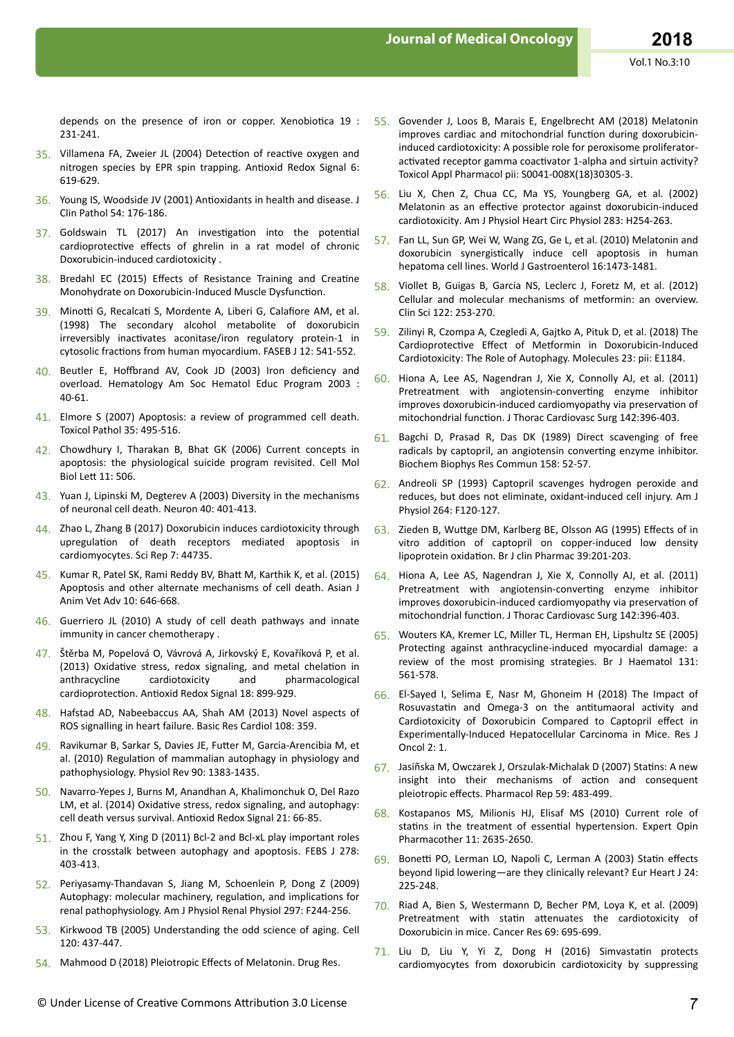depends on the presence of iron or copper. Xenobiotica 19 : 231-241.

35. Villamena FA, Zweier JL (2004) Detection of reactive oxygen and nitrogen species by EPR spin trapping. Antioxid Redox Signal 6: 619-629.

36. Young IS, Woodside JV (2001) Antioxidants in health and disease. J Clin Pathol 54: 176-186.

37. Goldswain TL (2017) An investigation into the potential cardioprotective effects of ghrelin in a rat model of chronic Doxorubicin-induced cardiotoxicity .

38. Bredahl EC (2015) Effects of Resistance Training and Creatine Monohydrate on Doxorubicin-Induced Muscle Dysfunction.

39. Minotti G, Recalcati S, Mordente A, Liberi G, Calafiore AM, et al. (1998) The secondary alcohol metabolite of doxorubicin irreversibly inactivates aconitase/iron regulatory protein-1 in cytosolic fractions from human myocardium. FASEB J 12: 541-552.

40. Beutler E, Hoffbrand AV, Cook JD (2003) Iron deficiency and overload. Hematology Am Soc Hematol Educ Program 2003 : 40-61.

41. Elmore S (2007) Apoptosis: a review of programmed cell death. Toxicol Pathol 35: 495-516.

42. Chowdhury I, Tharakan B, Bhat GK (2006) Current concepts in apoptosis: the physiological suicide program revisited. Cell Mol Biol Lett 11: 506.

43. Yuan J, Lipinski M, Degterev A (2003) Diversity in the mechanisms of neuronal cell death. Neuron 40: 401-413.

44. Zhao L, Zhang B (2017) Doxorubicin induces cardiotoxicity through upregulation of death receptors mediated apoptosis in cardiomyocytes. Sci Rep 7: 44735.

45. Kumar R, Patel SK, Rami Reddy BV, Bhatt M, Karthik K, et al. (2015) Apoptosis and other alternate mechanisms of cell death. Asian J Anim Vet Adv 10: 646-668.

46. Guerriero JL (2010) A study of cell death pathways and innate immunity in cancer chemotherapy .

47. Štěrba M, Popelová O, Vávrová A, Jirkovský E, Kovaříková P, et al. (2013) Oxidative stress, redox signaling, and metal chelation in anthracycline cardiotoxicity and pharmacological cardioprotection. Antioxid Redox Signal 18: 899-929.

48. Hafstad AD, Nabeebaccus AA, Shah AM (2013) Novel aspects of ROS signalling in heart failure. Basic Res Cardiol 108: 359.

49. Ravikumar B, Sarkar S, Davies JE, Futter M, Garcia-Arencibia M, et al. (2010) Regulation of mammalian autophagy in physiology and pathophysiology. Physiol Rev 90: 1383-1435.

50. Navarro-Yepes J, Burns M, Anandhan A, Khalimonchuk O, Del Razo LM, et al. (2014) Oxidative stress, redox signaling, and autophagy: cell death versus survival. Antioxid Redox Signal 21: 66-85.

51. Zhou F, Yang Y, Xing D (2011) Bcl-2 and Bcl-xL play important roles in the crosstalk between autophagy and apoptosis. FEBS J 278: 403-413.

52. Periyasamy-Thandavan S, Jiang M, Schoenlein P, Dong Z (2009) Autophagy: molecular machinery, regulation, and implications for renal pathophysiology. Am J Physiol Renal Physiol 297: F244-256.

53. Kirkwood TB (2005) Understanding the odd science of aging. Cell 120: 437-447.

54. Mahmood D (2018) Pleiotropic Effects of Melatonin. Drug Res.

55. Govender J, Loos B, Marais E, Engelbrecht AM (2018) Melatonin improves cardiac and mitochondrial function during doxorubicin-induced cardiotoxicity: A possible role for peroxisome proliferator-activated receptor gamma coactivator 1-alpha and sirtuin activity? Toxicol Appl Pharmacol pii: S0041-008X(18)30305-3.

56. Liu X, Chen Z, Chua CC, Ma YS, Youngberg GA, et al. (2002) Melatonin as an effective protector against doxorubicin-induced cardiotoxicity. Am J Physiol Heart Circ Physiol 283: H254-263.

57. Fan LL, Sun GP, Wei W, Wang ZG, Ge L, et al. (2010) Melatonin and doxorubicin synergistically induce cell apoptosis in human hepatoma cell lines. World J Gastroenterol 16:1473-1481.

58. Viollet B, Guigas B, Garcia NS, Leclerc J, Foretz M, et al. (2012) Cellular and molecular mechanisms of metformin: an overview. Clin Sci 122: 253-270.

59. Zilinyi R, Czompa A, Czegledi A, Gajtko A, Pituk D, et al. (2018) The Cardioprotective Effect of Metformin in Doxorubicin-Induced Cardiotoxicity: The Role of Autophagy. Molecules 23: pii: E1184.

60. Hiona A, Lee AS, Nagendran J, Xie X, Connolly AJ, et al. (2011) Pretreatment with angiotensin-converting enzyme inhibitor improves doxorubicin-induced cardiomyopathy via preservation of mitochondrial function. J Thorac Cardiovasc Surg 142:396-403.

61. Bagchi D, Prasad R, Das DK (1989) Direct scavenging of free radicals by captopril, an angiotensin converting enzyme inhibitor. Biochem Biophys Res Commun 158: 52-57.

62. Andreoli SP (1993) Captopril scavenges hydrogen peroxide and reduces, but does not eliminate, oxidant-induced cell injury. Am J Physiol 264: F120-127.

63. Zieden B, Wuttge DM, Karlberg BE, Olsson AG (1995) Effects of in vitro addition of captopril on copper-induced low density lipoprotein oxidation. Br J clin Pharmac 39:201-203.

64. Hiona A, Lee AS, Nagendran J, Xie X, Connolly AJ, et al. (2011) Pretreatment with angiotensin-converting enzyme inhibitor improves doxorubicin-induced cardiomyopathy via preservation of mitochondrial function. J Thorac Cardiovasc Surg 142:396-403.

65. Wouters KA, Kremer LC, Miller TL, Herman EH, Lipshultz SE (2005) Protecting against anthracycline-induced myocardial damage: a review of the most promising strategies. Br J Haematol 131: 561-578.

66. El-Sayed I, Selima E, Nasr M, Ghoneim H (2018) The Impact of Rosuvastatin and Omega-3 on the antitumaoral activity and Cardiotoxicity of Doxorubicin Compared to Captopril effect in Experimentally-Induced Hepatocellular Carcinoma in Mice. Res J Oncol 2: 1.

67. Jasińska M, Owczarek J, Orszulak-Michalak D (2007) Statins: A new insight into their mechanisms of action and consequent pleiotropic effects. Pharmacol Rep 59: 483-499.

68. Kostapanos MS, Milionis HJ, Elisaf MS (2010) Current role of statins in the treatment of essential hypertension. Expert Opin Pharmacother 11: 2635-2650.

69. Bonetti PO, Lerman LO, Napoli C, Lerman A (2003) Statin effects beyond lipid lowering—are they clinically relevant? Eur Heart J 24: 225-248.

70. Riad A, Bien S, Westermann D, Becher PM, Loya K, et al. (2009) Pretreatment with statin attenuates the cardiotoxicity of Doxorubicin in mice. Cancer Res 69: 695-699.

71. Liu D, Liu Y, Yi Z, Dong H (2016) Simvastatin protects cardiomyocytes from doxorubicin cardiotoxicity by suppressing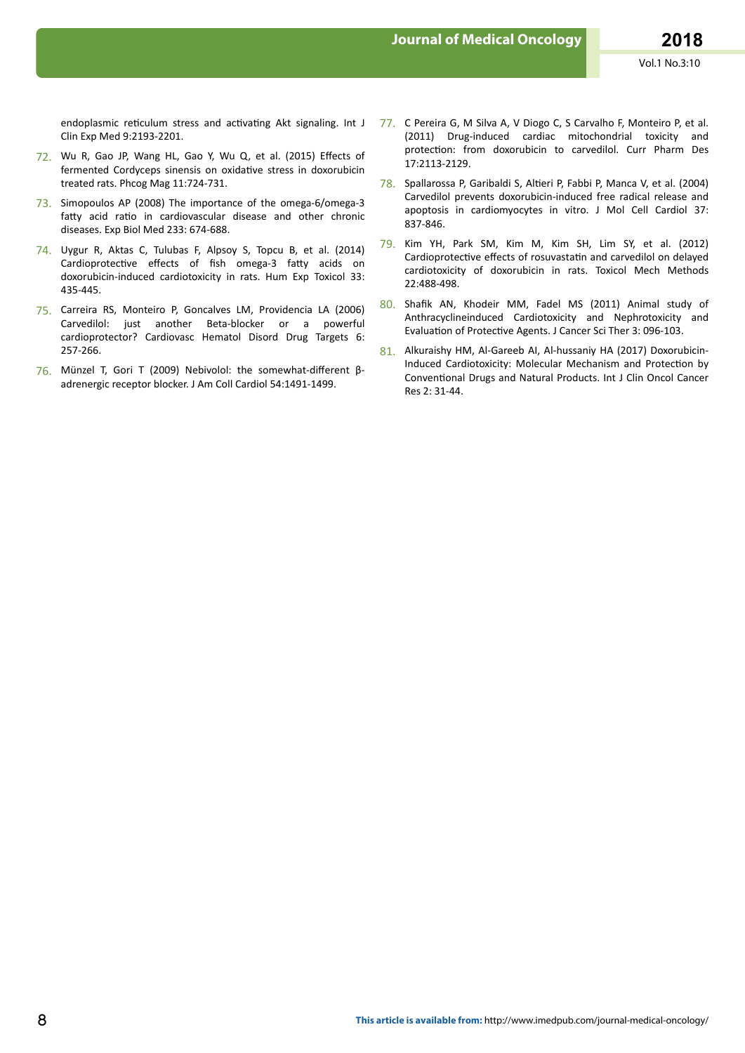endoplasmic reticulum stress and activating Akt signaling. Int J Clin Exp Med 9:2193-2201.

72. Wu R, Gao JP, Wang HL, Gao Y, Wu Q, et al. (2015) Effects of fermented Cordyceps sinensis on oxidative stress in doxorubicin treated rats. Phcog Mag 11:724-731.

73. Simopoulos AP (2008) The importance of the omega-6/omega-3 fatty acid ratio in cardiovascular disease and other chronic diseases. Exp Biol Med 233: 674-688.

74. Uygur R, Aktas C, Tulubas F, Alpsoy S, Topcu B, et al. (2014) Cardioprotective effects of fish omega-3 fatty acids on doxorubicin-induced cardiotoxicity in rats. Hum Exp Toxicol 33: 435-445.

75. Carreira RS, Monteiro P, Goncalves LM, Providencia LA (2006) Carvedilol: just another Beta-blocker or a powerful cardioprotector? Cardiovasc Hematol Disord Drug Targets 6: 257-266.

76. Münzel T, Gori T (2009) Nebivolol: the somewhat-different β-adrenergic receptor blocker. J Am Coll Cardiol 54:1491-1499.

77. C Pereira G, M Silva A, V Diogo C, S Carvalho F, Monteiro P, et al. (2011) Drug-induced cardiac mitochondrial toxicity and protection: from doxorubicin to carvedilol. Curr Pharm Des 17:2113-2129.

78. Spallarossa P, Garibaldi S, Altieri P, Fabbi P, Manca V, et al. (2004) Carvedilol prevents doxorubicin-induced free radical release and apoptosis in cardiomyocytes in vitro. J Mol Cell Cardiol 37: 837-846.

79. Kim YH, Park SM, Kim M, Kim SH, Lim SY, et al. (2012) Cardioprotective effects of rosuvastatin and carvedilol on delayed cardiotoxicity of doxorubicin in rats. Toxicol Mech Methods 22:488-498.

80. Shafik AN, Khodeir MM, Fadel MS (2011) Animal study of Anthracyclineinduced Cardiotoxicity and Nephrotoxicity and Evaluation of Protective Agents. J Cancer Sci Ther 3: 096-103.

81. Alkuraishy HM, Al-Gareeb AI, Al-hussaniy HA (2017) Doxorubicin-Induced Cardiotoxicity: Molecular Mechanism and Protection by Conventional Drugs and Natural Products. Int J Clin Oncol Cancer Res 2: 31-44.